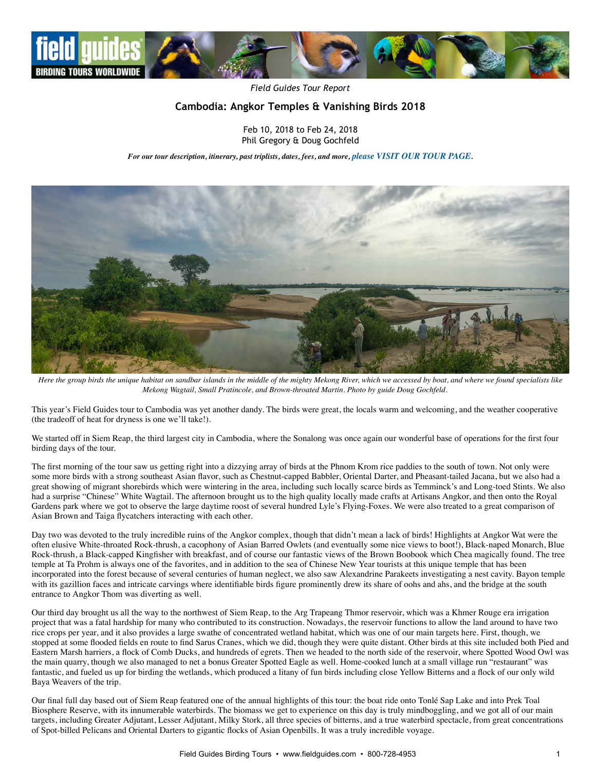*Field Guides Tour Report*

## Cambodia: Angkor Temples & Vanishing Birds 2018

Feb 10, 2018 to Feb 24, 2018
Phil Gregory & Doug Gochfeld

*For our tour description, itinerary, past triplists, dates, fees, and more, please VISIT OUR TOUR PAGE.*

*Here the group birds the unique habitat on sandbar islands in the middle of the mighty Mekong River, which we accessed by boat, and where we found specialists like Mekong Wagtail, Small Pratincole, and Brown-throated Martin. Photo by guide Doug Gochfeld.*

This year's Field Guides tour to Cambodia was yet another dandy. The birds were great, the locals warm and welcoming, and the weather cooperative (the tradeoff of heat for dryness is one we'll take!).

We started off in Siem Reap, the third largest city in Cambodia, where the Sonalong was once again our wonderful base of operations for the first four birding days of the tour.

The first morning of the tour saw us getting right into a dizzying array of birds at the Phnom Krom rice paddies to the south of town. Not only were some more birds with a strong southeast Asian flavor, such as Chestnut-capped Babbler, Oriental Darter, and Pheasant-tailed Jacana, but we also had a great showing of migrant shorebirds which were wintering in the area, including such locally scarce birds as Temminck's and Long-toed Stints. We also had a surprise "Chinese" White Wagtail. The afternoon brought us to the high quality locally made crafts at Artisans Angkor, and then onto the Royal Gardens park where we got to observe the large daytime roost of several hundred Lyle's Flying-Foxes. We were also treated to a great comparison of Asian Brown and Taiga flycatchers interacting with each other.

Day two was devoted to the truly incredible ruins of the Angkor complex, though that didn't mean a lack of birds! Highlights at Angkor Wat were the often elusive White-throated Rock-thrush, a cacophony of Asian Barred Owlets (and eventually some nice views to boot!), Black-naped Monarch, Blue Rock-thrush, a Black-capped Kingfisher with breakfast, and of course our fantastic views of the Brown Boobook which Chea magically found. The tree temple at Ta Prohm is always one of the favorites, and in addition to the sea of Chinese New Year tourists at this unique temple that has been incorporated into the forest because of several centuries of human neglect, we also saw Alexandrine Parakeets investigating a nest cavity. Bayon temple with its gazillion faces and intricate carvings where identifiable birds figure prominently drew its share of oohs and ahs, and the bridge at the south entrance to Angkor Thom was diverting as well.

Our third day brought us all the way to the northwest of Siem Reap, to the Arg Trapeang Thmor reservoir, which was a Khmer Rouge era irrigation project that was a fatal hardship for many who contributed to its construction. Nowadays, the reservoir functions to allow the land around to have two rice crops per year, and it also provides a large swathe of concentrated wetland habitat, which was one of our main targets here. First, though, we stopped at some flooded fields en route to find Sarus Cranes, which we did, though they were quite distant. Other birds at this site included both Pied and Eastern Marsh harriers, a flock of Comb Ducks, and hundreds of egrets. Then we headed to the north side of the reservoir, where Spotted Wood Owl was the main quarry, though we also managed to net a bonus Greater Spotted Eagle as well. Home-cooked lunch at a small village run "restaurant" was fantastic, and fueled us up for birding the wetlands, which produced a litany of fun birds including close Yellow Bitterns and a flock of our only wild Baya Weavers of the trip.

Our final full day based out of Siem Reap featured one of the annual highlights of this tour: the boat ride onto Tonlé Sap Lake and into Prek Toal Biosphere Reserve, with its innumerable waterbirds. The biomass we get to experience on this day is truly mindboggling, and we got all of our main targets, including Greater Adjutant, Lesser Adjutant, Milky Stork, all three species of bitterns, and a true waterbird spectacle, from great concentrations of Spot-billed Pelicans and Oriental Darters to gigantic flocks of Asian Openbills. It was a truly incredible voyage.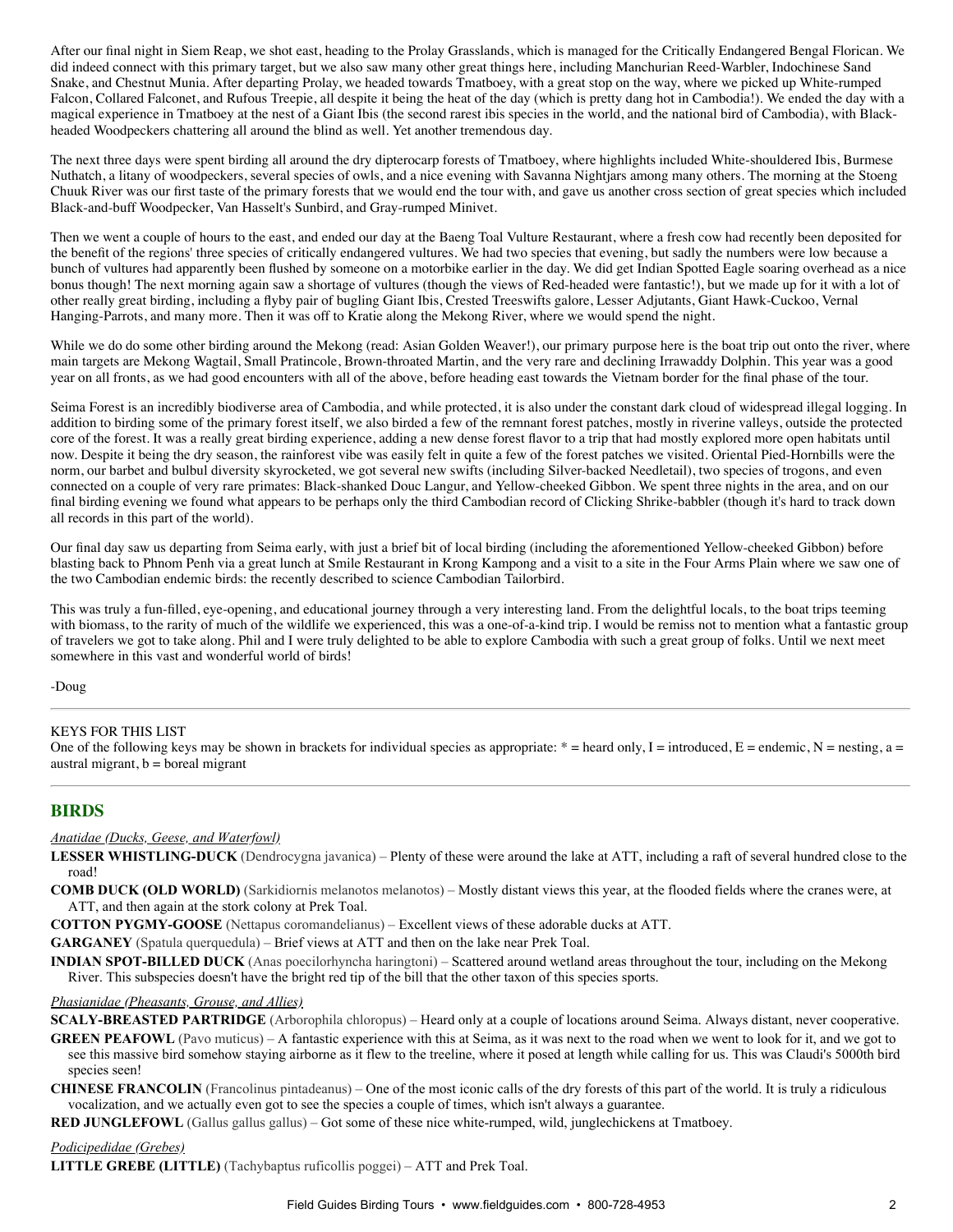After our final night in Siem Reap, we shot east, heading to the Prolay Grasslands, which is managed for the Critically Endangered Bengal Florican. We did indeed connect with this primary target, but we also saw many other great things here, including Manchurian Reed-Warbler, Indochinese Sand Snake, and Chestnut Munia. After departing Prolay, we headed towards Tmatboey, with a great stop on the way, where we picked up White-rumped Falcon, Collared Falconet, and Rufous Treepie, all despite it being the heat of the day (which is pretty dang hot in Cambodia!). We ended the day with a magical experience in Tmatboey at the nest of a Giant Ibis (the second rarest ibis species in the world, and the national bird of Cambodia), with Black-headed Woodpeckers chattering all around the blind as well. Yet another tremendous day.

The next three days were spent birding all around the dry dipterocarp forests of Tmatboey, where highlights included White-shouldered Ibis, Burmese Nuthatch, a litany of woodpeckers, several species of owls, and a nice evening with Savanna Nightjars among many others. The morning at the Stoeng Chuuk River was our first taste of the primary forests that we would end the tour with, and gave us another cross section of great species which included Black-and-buff Woodpecker, Van Hasselt's Sunbird, and Gray-rumped Minivet.

Then we went a couple of hours to the east, and ended our day at the Baeng Toal Vulture Restaurant, where a fresh cow had recently been deposited for the benefit of the regions' three species of critically endangered vultures. We had two species that evening, but sadly the numbers were low because a bunch of vultures had apparently been flushed by someone on a motorbike earlier in the day. We did get Indian Spotted Eagle soaring overhead as a nice bonus though! The next morning again saw a shortage of vultures (though the views of Red-headed were fantastic!), but we made up for it with a lot of other really great birding, including a flyby pair of bugling Giant Ibis, Crested Treeswifts galore, Lesser Adjutants, Giant Hawk-Cuckoo, Vernal Hanging-Parrots, and many more. Then it was off to Kratie along the Mekong River, where we would spend the night.

While we do do some other birding around the Mekong (read: Asian Golden Weaver!), our primary purpose here is the boat trip out onto the river, where main targets are Mekong Wagtail, Small Pratincole, Brown-throated Martin, and the very rare and declining Irrawaddy Dolphin. This year was a good year on all fronts, as we had good encounters with all of the above, before heading east towards the Vietnam border for the final phase of the tour.

Seima Forest is an incredibly biodiverse area of Cambodia, and while protected, it is also under the constant dark cloud of widespread illegal logging. In addition to birding some of the primary forest itself, we also birded a few of the remnant forest patches, mostly in riverine valleys, outside the protected core of the forest. It was a really great birding experience, adding a new dense forest flavor to a trip that had mostly explored more open habitats until now. Despite it being the dry season, the rainforest vibe was easily felt in quite a few of the forest patches we visited. Oriental Pied-Hornbills were the norm, our barbet and bulbul diversity skyrocketed, we got several new swifts (including Silver-backed Needletail), two species of trogons, and even connected on a couple of very rare primates: Black-shanked Douc Langur, and Yellow-cheeked Gibbon. We spent three nights in the area, and on our final birding evening we found what appears to be perhaps only the third Cambodian record of Clicking Shrike-babbler (though it's hard to track down all records in this part of the world).

Our final day saw us departing from Seima early, with just a brief bit of local birding (including the aforementioned Yellow-cheeked Gibbon) before blasting back to Phnom Penh via a great lunch at Smile Restaurant in Krong Kampong and a visit to a site in the Four Arms Plain where we saw one of the two Cambodian endemic birds: the recently described to science Cambodian Tailorbird.

This was truly a fun-filled, eye-opening, and educational journey through a very interesting land. From the delightful locals, to the boat trips teeming with biomass, to the rarity of much of the wildlife we experienced, this was a one-of-a-kind trip. I would be remiss not to mention what a fantastic group of travelers we got to take along. Phil and I were truly delighted to be able to explore Cambodia with such a great group of folks. Until we next meet somewhere in this vast and wonderful world of birds!

-Doug

---

KEYS FOR THIS LIST

One of the following keys may be shown in brackets for individual species as appropriate: * = heard only, I = introduced, E = endemic, N = nesting, a = austral migrant, b = boreal migrant

---

## BIRDS

*Anatidae (Ducks, Geese, and Waterfowl)*

**LESSER WHISTLING-DUCK** (Dendrocygna javanica) – Plenty of these were around the lake at ATT, including a raft of several hundred close to the road!

**COMB DUCK (OLD WORLD)** (Sarkidiornis melanotos melanotos) – Mostly distant views this year, at the flooded fields where the cranes were, at ATT, and then again at the stork colony at Prek Toal.

**COTTON PYGMY-GOOSE** (Nettapus coromandelianus) – Excellent views of these adorable ducks at ATT.

**GARGANEY** (Spatula querquedula) – Brief views at ATT and then on the lake near Prek Toal.

**INDIAN SPOT-BILLED DUCK** (Anas poecilorhyncha haringtoni) – Scattered around wetland areas throughout the tour, including on the Mekong River. This subspecies doesn't have the bright red tip of the bill that the other taxon of this species sports.

*Phasianidae (Pheasants, Grouse, and Allies)*

**SCALY-BREASTED PARTRIDGE** (Arborophila chloropus) – Heard only at a couple of locations around Seima. Always distant, never cooperative.

**GREEN PEAFOWL** (Pavo muticus) – A fantastic experience with this at Seima, as it was next to the road when we went to look for it, and we got to see this massive bird somehow staying airborne as it flew to the treeline, where it posed at length while calling for us. This was Claudi's 5000th bird species seen!

**CHINESE FRANCOLIN** (Francolinus pintadeanus) – One of the most iconic calls of the dry forests of this part of the world. It is truly a ridiculous vocalization, and we actually even got to see the species a couple of times, which isn't always a guarantee.

**RED JUNGLEFOWL** (Gallus gallus gallus) – Got some of these nice white-rumped, wild, junglechickens at Tmatboey.

*Podicipedidae (Grebes)*

**LITTLE GREBE (LITTLE)** (Tachybaptus ruficollis poggei) – ATT and Prek Toal.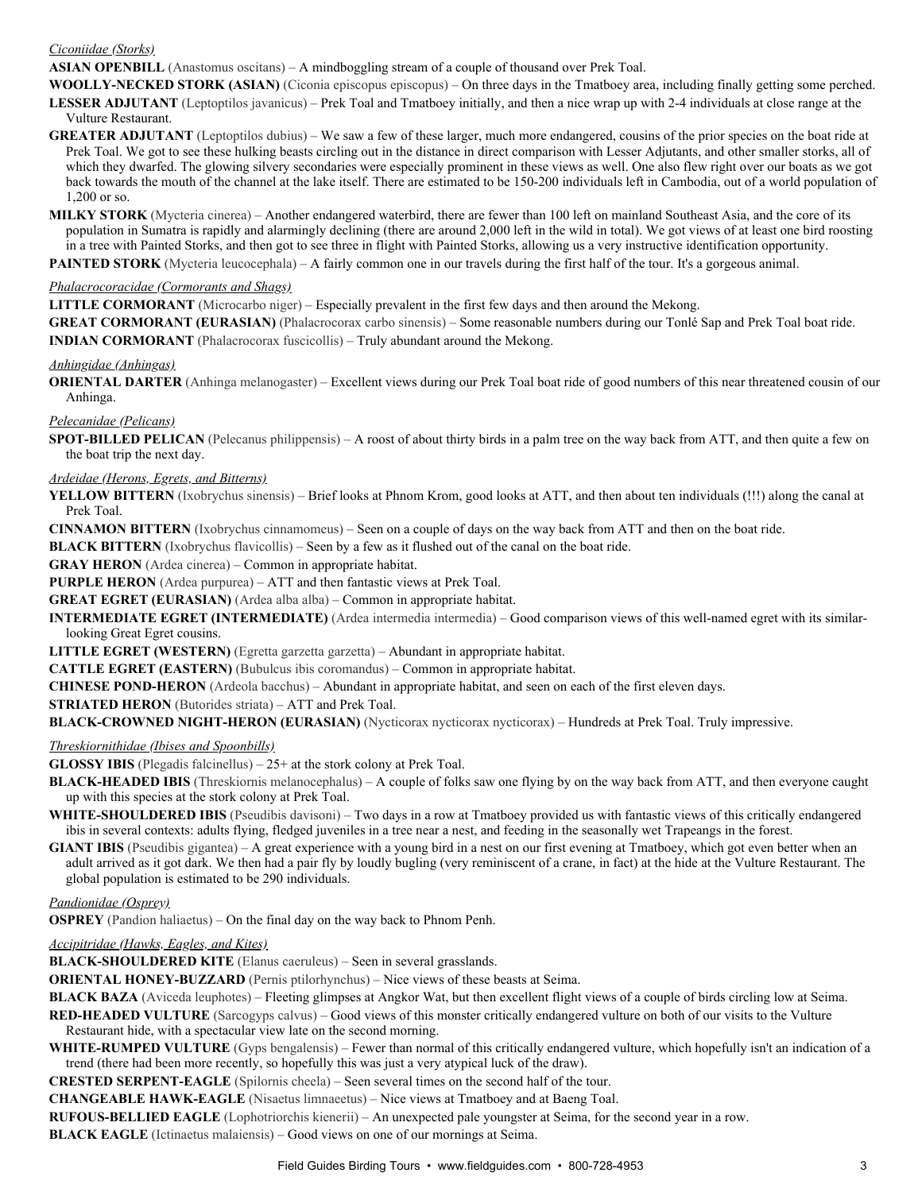*Ciconiidae (Storks)*

**ASIAN OPENBILL** (Anastomus oscitans) – A mindboggling stream of a couple of thousand over Prek Toal.

**WOOLLY-NECKED STORK (ASIAN)** (Ciconia episcopus episcopus) – On three days in the Tmatboey area, including finally getting some perched.

**LESSER ADJUTANT** (Leptoptilos javanicus) – Prek Toal and Tmatboey initially, and then a nice wrap up with 2-4 individuals at close range at the Vulture Restaurant.

**GREATER ADJUTANT** (Leptoptilos dubius) – We saw a few of these larger, much more endangered, cousins of the prior species on the boat ride at Prek Toal. We got to see these hulking beasts circling out in the distance in direct comparison with Lesser Adjutants, and other smaller storks, all of which they dwarfed. The glowing silvery secondaries were especially prominent in these views as well. One also flew right over our boats as we got back towards the mouth of the channel at the lake itself. There are estimated to be 150-200 individuals left in Cambodia, out of a world population of 1,200 or so.

**MILKY STORK** (Mycteria cinerea) – Another endangered waterbird, there are fewer than 100 left on mainland Southeast Asia, and the core of its population in Sumatra is rapidly and alarmingly declining (there are around 2,000 left in the wild in total). We got views of at least one bird roosting in a tree with Painted Storks, and then got to see three in flight with Painted Storks, allowing us a very instructive identification opportunity.

**PAINTED STORK** (Mycteria leucocephala) – A fairly common one in our travels during the first half of the tour. It's a gorgeous animal.

*Phalacrocoracidae (Cormorants and Shags)*

**LITTLE CORMORANT** (Microcarbo niger) – Especially prevalent in the first few days and then around the Mekong.

**GREAT CORMORANT (EURASIAN)** (Phalacrocorax carbo sinensis) – Some reasonable numbers during our Tonlé Sap and Prek Toal boat ride.

**INDIAN CORMORANT** (Phalacrocorax fuscicollis) – Truly abundant around the Mekong.

*Anhingidae (Anhingas)*

**ORIENTAL DARTER** (Anhinga melanogaster) – Excellent views during our Prek Toal boat ride of good numbers of this near threatened cousin of our Anhinga.

*Pelecanidae (Pelicans)*

**SPOT-BILLED PELICAN** (Pelecanus philippensis) – A roost of about thirty birds in a palm tree on the way back from ATT, and then quite a few on the boat trip the next day.

*Ardeidae (Herons, Egrets, and Bitterns)*

**YELLOW BITTERN** (Ixobrychus sinensis) – Brief looks at Phnom Krom, good looks at ATT, and then about ten individuals (!!!) along the canal at Prek Toal.

**CINNAMON BITTERN** (Ixobrychus cinnamomeus) – Seen on a couple of days on the way back from ATT and then on the boat ride.

**BLACK BITTERN** (Ixobrychus flavicollis) – Seen by a few as it flushed out of the canal on the boat ride.

**GRAY HERON** (Ardea cinerea) – Common in appropriate habitat.

**PURPLE HERON** (Ardea purpurea) – ATT and then fantastic views at Prek Toal.

**GREAT EGRET (EURASIAN)** (Ardea alba alba) – Common in appropriate habitat.

**INTERMEDIATE EGRET (INTERMEDIATE)** (Ardea intermedia intermedia) – Good comparison views of this well-named egret with its similar-looking Great Egret cousins.

**LITTLE EGRET (WESTERN)** (Egretta garzetta garzetta) – Abundant in appropriate habitat.

**CATTLE EGRET (EASTERN)** (Bubulcus ibis coromandus) – Common in appropriate habitat.

**CHINESE POND-HERON** (Ardeola bacchus) – Abundant in appropriate habitat, and seen on each of the first eleven days.

**STRIATED HERON** (Butorides striata) – ATT and Prek Toal.

**BLACK-CROWNED NIGHT-HERON (EURASIAN)** (Nycticorax nycticorax nycticorax) – Hundreds at Prek Toal. Truly impressive.

*Threskiornithidae (Ibises and Spoonbills)*

**GLOSSY IBIS** (Plegadis falcinellus) – 25+ at the stork colony at Prek Toal.

**BLACK-HEADED IBIS** (Threskiornis melanocephalus) – A couple of folks saw one flying by on the way back from ATT, and then everyone caught up with this species at the stork colony at Prek Toal.

**WHITE-SHOULDERED IBIS** (Pseudibis davisoni) – Two days in a row at Tmatboey provided us with fantastic views of this critically endangered ibis in several contexts: adults flying, fledged juveniles in a tree near a nest, and feeding in the seasonally wet Trapeangs in the forest.

**GIANT IBIS** (Pseudibis gigantea) – A great experience with a young bird in a nest on our first evening at Tmatboey, which got even better when an adult arrived as it got dark. We then had a pair fly by loudly bugling (very reminiscent of a crane, in fact) at the hide at the Vulture Restaurant. The global population is estimated to be 290 individuals.

*Pandionidae (Osprey)*

**OSPREY** (Pandion haliaetus) – On the final day on the way back to Phnom Penh.

*Accipitridae (Hawks, Eagles, and Kites)*

**BLACK-SHOULDERED KITE** (Elanus caeruleus) – Seen in several grasslands.

**ORIENTAL HONEY-BUZZARD** (Pernis ptilorhynchus) – Nice views of these beasts at Seima.

**BLACK BAZA** (Aviceda leuphotes) – Fleeting glimpses at Angkor Wat, but then excellent flight views of a couple of birds circling low at Seima.

**RED-HEADED VULTURE** (Sarcogyps calvus) – Good views of this monster critically endangered vulture on both of our visits to the Vulture Restaurant hide, with a spectacular view late on the second morning.

**WHITE-RUMPED VULTURE** (Gyps bengalensis) – Fewer than normal of this critically endangered vulture, which hopefully isn't an indication of a trend (there had been more recently, so hopefully this was just a very atypical luck of the draw).

**CRESTED SERPENT-EAGLE** (Spilornis cheela) – Seen several times on the second half of the tour.

**CHANGEABLE HAWK-EAGLE** (Nisaetus limnaeetus) – Nice views at Tmatboey and at Baeng Toal.

**RUFOUS-BELLIED EAGLE** (Lophotriorchis kienerii) – An unexpected pale youngster at Seima, for the second year in a row.

**BLACK EAGLE** (Ictinaetus malaiensis) – Good views on one of our mornings at Seima.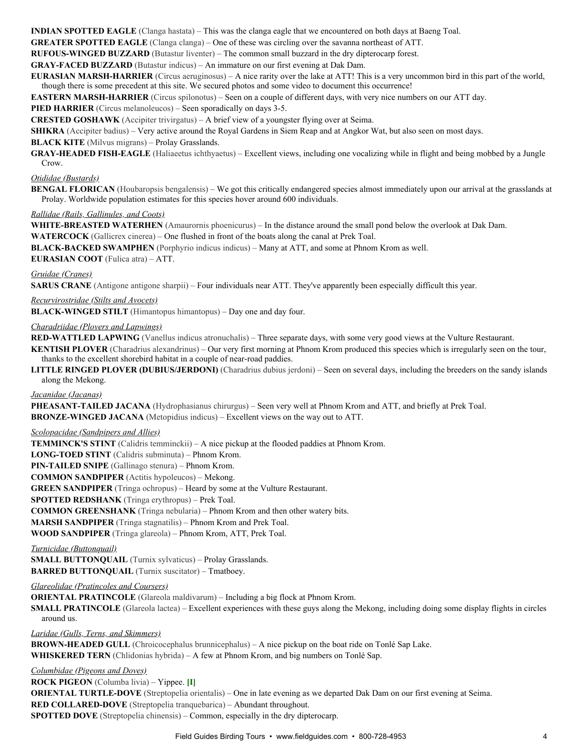**INDIAN SPOTTED EAGLE** (Clanga hastata) – This was the clanga eagle that we encountered on both days at Baeng Toal.

**GREATER SPOTTED EAGLE** (Clanga clanga) – One of these was circling over the savanna northeast of ATT.

**RUFOUS-WINGED BUZZARD** (Butastur liventer) – The common small buzzard in the dry dipterocarp forest.

**GRAY-FACED BUZZARD** (Butastur indicus) – An immature on our first evening at Dak Dam.

**EURASIAN MARSH-HARRIER** (Circus aeruginosus) – A nice rarity over the lake at ATT! This is a very uncommon bird in this part of the world, though there is some precedent at this site. We secured photos and some video to document this occurrence!

**EASTERN MARSH-HARRIER** (Circus spilonotus) – Seen on a couple of different days, with very nice numbers on our ATT day.

**PIED HARRIER** (Circus melanoleucos) – Seen sporadically on days 3-5.

**CRESTED GOSHAWK** (Accipiter trivirgatus) – A brief view of a youngster flying over at Seima.

**SHIKRA** (Accipiter badius) – Very active around the Royal Gardens in Siem Reap and at Angkor Wat, but also seen on most days.

**BLACK KITE** (Milvus migrans) – Prolay Grasslands.

**GRAY-HEADED FISH-EAGLE** (Haliaeetus ichthyaetus) – Excellent views, including one vocalizing while in flight and being mobbed by a Jungle Crow.

*Otididae (Bustards)*

**BENGAL FLORICAN** (Houbaropsis bengalensis) – We got this critically endangered species almost immediately upon our arrival at the grasslands at Prolay. Worldwide population estimates for this species hover around 600 individuals.

*Rallidae (Rails, Gallinules, and Coots)*

**WHITE-BREASTED WATERHEN** (Amaurornis phoenicurus) – In the distance around the small pond below the overlook at Dak Dam.

**WATERCOCK** (Gallicrex cinerea) – One flushed in front of the boats along the canal at Prek Toal.

**BLACK-BACKED SWAMPHEN** (Porphyrio indicus indicus) – Many at ATT, and some at Phnom Krom as well.

**EURASIAN COOT** (Fulica atra) – ATT.

*Gruidae (Cranes)*

**SARUS CRANE** (Antigone antigone sharpii) – Four individuals near ATT. They've apparently been especially difficult this year.

*Recurvirostridae (Stilts and Avocets)*

**BLACK-WINGED STILT** (Himantopus himantopus) – Day one and day four.

*Charadriidae (Plovers and Lapwings)*

**RED-WATTLED LAPWING** (Vanellus indicus atronuchalis) – Three separate days, with some very good views at the Vulture Restaurant.

**KENTISH PLOVER** (Charadrius alexandrinus) – Our very first morning at Phnom Krom produced this species which is irregularly seen on the tour, thanks to the excellent shorebird habitat in a couple of near-road paddies.

**LITTLE RINGED PLOVER (DUBIUS/JERDONI)** (Charadrius dubius jerdoni) – Seen on several days, including the breeders on the sandy islands along the Mekong.

*Jacanidae (Jacanas)*

**PHEASANT-TAILED JACANA** (Hydrophasianus chirurgus) – Seen very well at Phnom Krom and ATT, and briefly at Prek Toal.

**BRONZE-WINGED JACANA** (Metopidius indicus) – Excellent views on the way out to ATT.

*Scolopacidae (Sandpipers and Allies)*

**TEMMINCK'S STINT** (Calidris temminckii) – A nice pickup at the flooded paddies at Phnom Krom.

**LONG-TOED STINT** (Calidris subminuta) – Phnom Krom.

**PIN-TAILED SNIPE** (Gallinago stenura) – Phnom Krom.

**COMMON SANDPIPER** (Actitis hypoleucos) – Mekong.

**GREEN SANDPIPER** (Tringa ochropus) – Heard by some at the Vulture Restaurant.

**SPOTTED REDSHANK** (Tringa erythropus) – Prek Toal.

**COMMON GREENSHANK** (Tringa nebularia) – Phnom Krom and then other watery bits.

**MARSH SANDPIPER** (Tringa stagnatilis) – Phnom Krom and Prek Toal.

**WOOD SANDPIPER** (Tringa glareola) – Phnom Krom, ATT, Prek Toal.

*Turnicidae (Buttonquail)*

**SMALL BUTTONQUAIL** (Turnix sylvaticus) – Prolay Grasslands.

**BARRED BUTTONQUAIL** (Turnix suscitator) – Tmatboey.

*Glareolidae (Pratincoles and Coursers)*

**ORIENTAL PRATINCOLE** (Glareola maldivarum) – Including a big flock at Phnom Krom.

**SMALL PRATINCOLE** (Glareola lactea) – Excellent experiences with these guys along the Mekong, including doing some display flights in circles around us.

*Laridae (Gulls, Terns, and Skimmers)*

**BROWN-HEADED GULL** (Chroicocephalus brunnicephalus) – A nice pickup on the boat ride on Tonlé Sap Lake.

**WHISKERED TERN** (Chlidonias hybrida) – A few at Phnom Krom, and big numbers on Tonlé Sap.

*Columbidae (Pigeons and Doves)*

**ROCK PIGEON** (Columba livia) – Yippee. **[I]**

**ORIENTAL TURTLE-DOVE** (Streptopelia orientalis) – One in late evening as we departed Dak Dam on our first evening at Seima.

**RED COLLARED-DOVE** (Streptopelia tranquebarica) – Abundant throughout.

**SPOTTED DOVE** (Streptopelia chinensis) – Common, especially in the dry dipterocarp.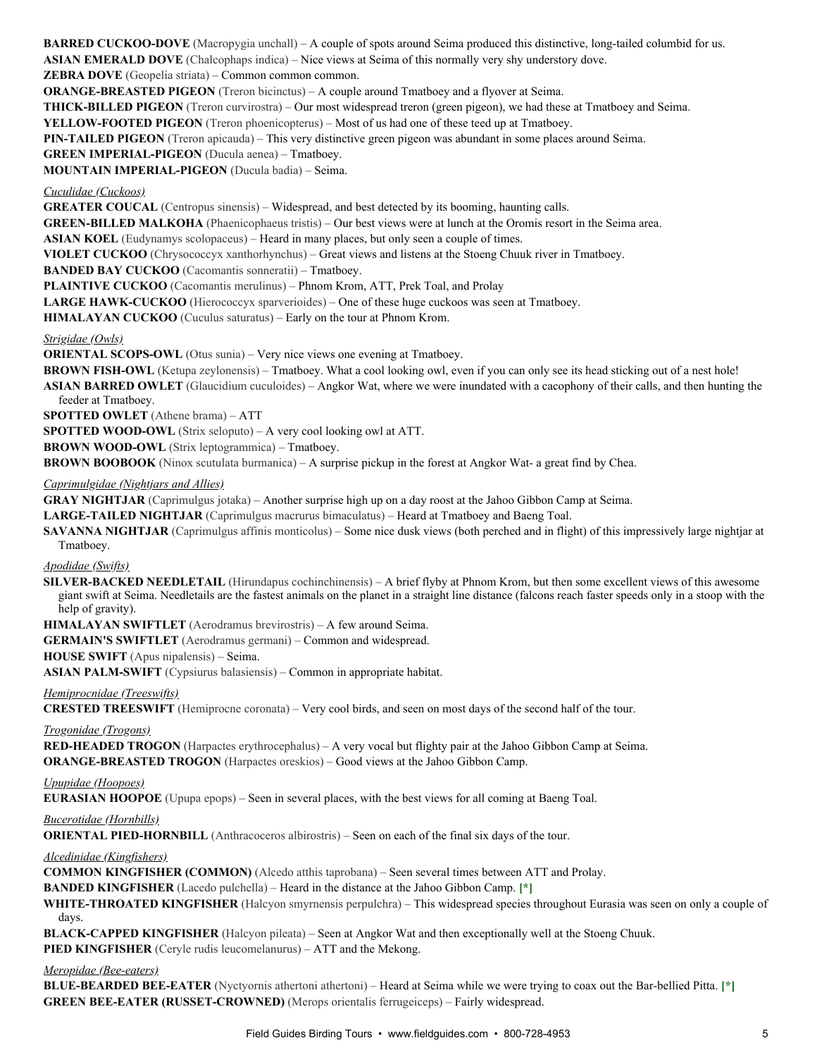**BARRED CUCKOO-DOVE** (Macropygia unchall) – A couple of spots around Seima produced this distinctive, long-tailed columbid for us.

**ASIAN EMERALD DOVE** (Chalcophaps indica) – Nice views at Seima of this normally very shy understory dove.

**ZEBRA DOVE** (Geopelia striata) – Common common common.

**ORANGE-BREASTED PIGEON** (Treron bicinctus) – A couple around Tmatboey and a flyover at Seima.

**THICK-BILLED PIGEON** (Treron curvirostra) – Our most widespread treron (green pigeon), we had these at Tmatboey and Seima.

**YELLOW-FOOTED PIGEON** (Treron phoenicopterus) – Most of us had one of these teed up at Tmatboey.

**PIN-TAILED PIGEON** (Treron apicauda) – This very distinctive green pigeon was abundant in some places around Seima.

**GREEN IMPERIAL-PIGEON** (Ducula aenea) – Tmatboey.

**MOUNTAIN IMPERIAL-PIGEON** (Ducula badia) – Seima.

*Cuculidae (Cuckoos)*

**GREATER COUCAL** (Centropus sinensis) – Widespread, and best detected by its booming, haunting calls.

**GREEN-BILLED MALKOHA** (Phaenicophaeus tristis) – Our best views were at lunch at the Oromis resort in the Seima area.

**ASIAN KOEL** (Eudynamys scolopaceus) – Heard in many places, but only seen a couple of times.

**VIOLET CUCKOO** (Chrysococcyx xanthorhynchus) – Great views and listens at the Stoeng Chuuk river in Tmatboey.

**BANDED BAY CUCKOO** (Cacomantis sonneratii) – Tmatboey.

**PLAINTIVE CUCKOO** (Cacomantis merulinus) – Phnom Krom, ATT, Prek Toal, and Prolay

**LARGE HAWK-CUCKOO** (Hierococcyx sparverioides) – One of these huge cuckoos was seen at Tmatboey.

**HIMALAYAN CUCKOO** (Cuculus saturatus) – Early on the tour at Phnom Krom.

*Strigidae (Owls)*

**ORIENTAL SCOPS-OWL** (Otus sunia) – Very nice views one evening at Tmatboey.

**BROWN FISH-OWL** (Ketupa zeylonensis) – Tmatboey. What a cool looking owl, even if you can only see its head sticking out of a nest hole!

**ASIAN BARRED OWLET** (Glaucidium cuculoides) – Angkor Wat, where we were inundated with a cacophony of their calls, and then hunting the feeder at Tmatboey.

**SPOTTED OWLET** (Athene brama) – ATT

**SPOTTED WOOD-OWL** (Strix seloputo) – A very cool looking owl at ATT.

**BROWN WOOD-OWL** (Strix leptogrammica) – Tmatboey.

**BROWN BOOBOOK** (Ninox scutulata burmanica) – A surprise pickup in the forest at Angkor Wat- a great find by Chea.

*Caprimulgidae (Nightjars and Allies)*

**GRAY NIGHTJAR** (Caprimulgus jotaka) – Another surprise high up on a day roost at the Jahoo Gibbon Camp at Seima.

**LARGE-TAILED NIGHTJAR** (Caprimulgus macrurus bimaculatus) – Heard at Tmatboey and Baeng Toal.

**SAVANNA NIGHTJAR** (Caprimulgus affinis monticolus) – Some nice dusk views (both perched and in flight) of this impressively large nightjar at Tmatboey.

*Apodidae (Swifts)*

**SILVER-BACKED NEEDLETAIL** (Hirundapus cochinchinensis) – A brief flyby at Phnom Krom, but then some excellent views of this awesome giant swift at Seima. Needletails are the fastest animals on the planet in a straight line distance (falcons reach faster speeds only in a stoop with the help of gravity).

**HIMALAYAN SWIFTLET** (Aerodramus brevirostris) – A few around Seima.

**GERMAIN'S SWIFTLET** (Aerodramus germani) – Common and widespread.

**HOUSE SWIFT** (Apus nipalensis) – Seima.

**ASIAN PALM-SWIFT** (Cypsiurus balasiensis) – Common in appropriate habitat.

*Hemiprocnidae (Treeswifts)*

**CRESTED TREESWIFT** (Hemiprocne coronata) – Very cool birds, and seen on most days of the second half of the tour.

*Trogonidae (Trogons)*

**RED-HEADED TROGON** (Harpactes erythrocephalus) – A very vocal but flighty pair at the Jahoo Gibbon Camp at Seima.

**ORANGE-BREASTED TROGON** (Harpactes oreskios) – Good views at the Jahoo Gibbon Camp.

*Upupidae (Hoopoes)*

**EURASIAN HOOPOE** (Upupa epops) – Seen in several places, with the best views for all coming at Baeng Toal.

*Bucerotidae (Hornbills)*

**ORIENTAL PIED-HORNBILL** (Anthracoceros albirostris) – Seen on each of the final six days of the tour.

*Alcedinidae (Kingfishers)*

**COMMON KINGFISHER (COMMON)** (Alcedo atthis taprobana) – Seen several times between ATT and Prolay.

**BANDED KINGFISHER** (Lacedo pulchella) – Heard in the distance at the Jahoo Gibbon Camp. [*]

**WHITE-THROATED KINGFISHER** (Halcyon smyrnensis perpulchra) – This widespread species throughout Eurasia was seen on only a couple of days.

**BLACK-CAPPED KINGFISHER** (Halcyon pileata) – Seen at Angkor Wat and then exceptionally well at the Stoeng Chuuk.

**PIED KINGFISHER** (Ceryle rudis leucomelanurus) – ATT and the Mekong.

*Meropidae (Bee-eaters)*

**BLUE-BEARDED BEE-EATER** (Nyctyornis athertoni athertoni) – Heard at Seima while we were trying to coax out the Bar-bellied Pitta. [*]

**GREEN BEE-EATER (RUSSET-CROWNED)** (Merops orientalis ferrugeiceps) – Fairly widespread.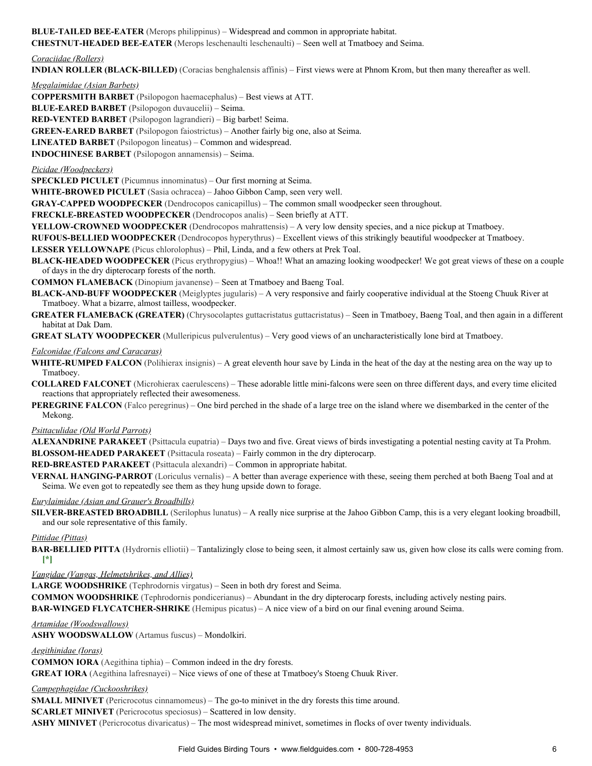**BLUE-TAILED BEE-EATER** (Merops philippinus) – Widespread and common in appropriate habitat.

**CHESTNUT-HEADED BEE-EATER** (Merops leschenaulti leschenaulti) – Seen well at Tmatboey and Seima.

*Coraciidae (Rollers)*

**INDIAN ROLLER (BLACK-BILLED)** (Coracias benghalensis affinis) – First views were at Phnom Krom, but then many thereafter as well.

*Megalaimidae (Asian Barbets)*

**COPPERSMITH BARBET** (Psilopogon haemacephalus) – Best views at ATT.

**BLUE-EARED BARBET** (Psilopogon duvaucelii) – Seima.

**RED-VENTED BARBET** (Psilopogon lagrandieri) – Big barbet! Seima.

**GREEN-EARED BARBET** (Psilopogon faiostrictus) – Another fairly big one, also at Seima.

**LINEATED BARBET** (Psilopogon lineatus) – Common and widespread.

**INDOCHINESE BARBET** (Psilopogon annamensis) – Seima.

*Picidae (Woodpeckers)*

**SPECKLED PICULET** (Picumnus innominatus) – Our first morning at Seima.

**WHITE-BROWED PICULET** (Sasia ochracea) – Jahoo Gibbon Camp, seen very well.

**GRAY-CAPPED WOODPECKER** (Dendrocopos canicapillus) – The common small woodpecker seen throughout.

**FRECKLE-BREASTED WOODPECKER** (Dendrocopos analis) – Seen briefly at ATT.

**YELLOW-CROWNED WOODPECKER** (Dendrocopos mahrattensis) – A very low density species, and a nice pickup at Tmatboey.

**RUFOUS-BELLIED WOODPECKER** (Dendrocopos hyperythrus) – Excellent views of this strikingly beautiful woodpecker at Tmatboey.

**LESSER YELLOWNAPE** (Picus chlorolophus) – Phil, Linda, and a few others at Prek Toal.

**BLACK-HEADED WOODPECKER** (Picus erythropygius) – Whoa!! What an amazing looking woodpecker! We got great views of these on a couple of days in the dry dipterocarp forests of the north.

**COMMON FLAMEBACK** (Dinopium javanense) – Seen at Tmatboey and Baeng Toal.

**BLACK-AND-BUFF WOODPECKER** (Meiglyptes jugularis) – A very responsive and fairly cooperative individual at the Stoeng Chuuk River at Tmatboey. What a bizarre, almost tailless, woodpecker.

**GREATER FLAMEBACK (GREATER)** (Chrysocolaptes guttacristatus guttacristatus) – Seen in Tmatboey, Baeng Toal, and then again in a different habitat at Dak Dam.

**GREAT SLATY WOODPECKER** (Mulleripicus pulverulentus) – Very good views of an uncharacteristically lone bird at Tmatboey.

*Falconidae (Falcons and Caracaras)*

**WHITE-RUMPED FALCON** (Polihierax insignis) – A great eleventh hour save by Linda in the heat of the day at the nesting area on the way up to Tmatboey.

**COLLARED FALCONET** (Microhierax caerulescens) – These adorable little mini-falcons were seen on three different days, and every time elicited reactions that appropriately reflected their awesomeness.

**PEREGRINE FALCON** (Falco peregrinus) – One bird perched in the shade of a large tree on the island where we disembarked in the center of the Mekong.

*Psittaculidae (Old World Parrots)*

**ALEXANDRINE PARAKEET** (Psittacula eupatria) – Days two and five. Great views of birds investigating a potential nesting cavity at Ta Prohm.

**BLOSSOM-HEADED PARAKEET** (Psittacula roseata) – Fairly common in the dry dipterocarp.

**RED-BREASTED PARAKEET** (Psittacula alexandri) – Common in appropriate habitat.

**VERNAL HANGING-PARROT** (Loriculus vernalis) – A better than average experience with these, seeing them perched at both Baeng Toal and at Seima. We even got to repeatedly see them as they hung upside down to forage.

*Eurylaimidae (Asian and Grauer's Broadbills)*

**SILVER-BREASTED BROADBILL** (Serilophus lunatus) – A really nice surprise at the Jahoo Gibbon Camp, this is a very elegant looking broadbill, and our sole representative of this family.

*Pittidae (Pittas)*

**BAR-BELLIED PITTA** (Hydrornis elliotii) – Tantalizingly close to being seen, it almost certainly saw us, given how close its calls were coming from. [*]

*Vangidae (Vangas, Helmetshrikes, and Allies)*

**LARGE WOODSHRIKE** (Tephrodornis virgatus) – Seen in both dry forest and Seima.

**COMMON WOODSHRIKE** (Tephrodornis pondicerianus) – Abundant in the dry dipterocarp forests, including actively nesting pairs.

**BAR-WINGED FLYCATCHER-SHRIKE** (Hemipus picatus) – A nice view of a bird on our final evening around Seima.

*Artamidae (Woodswallows)*

**ASHY WOODSWALLOW** (Artamus fuscus) – Mondolkiri.

*Aegithinidae (Ioras)*

**COMMON IORA** (Aegithina tiphia) – Common indeed in the dry forests.

**GREAT IORA** (Aegithina lafresnayei) – Nice views of one of these at Tmatboey's Stoeng Chuuk River.

*Campephagidae (Cuckooshrikes)*

**SMALL MINIVET** (Pericrocotus cinnamomeus) – The go-to minivet in the dry forests this time around.

**SCARLET MINIVET** (Pericrocotus speciosus) – Scattered in low density.

**ASHY MINIVET** (Pericrocotus divaricatus) – The most widespread minivet, sometimes in flocks of over twenty individuals.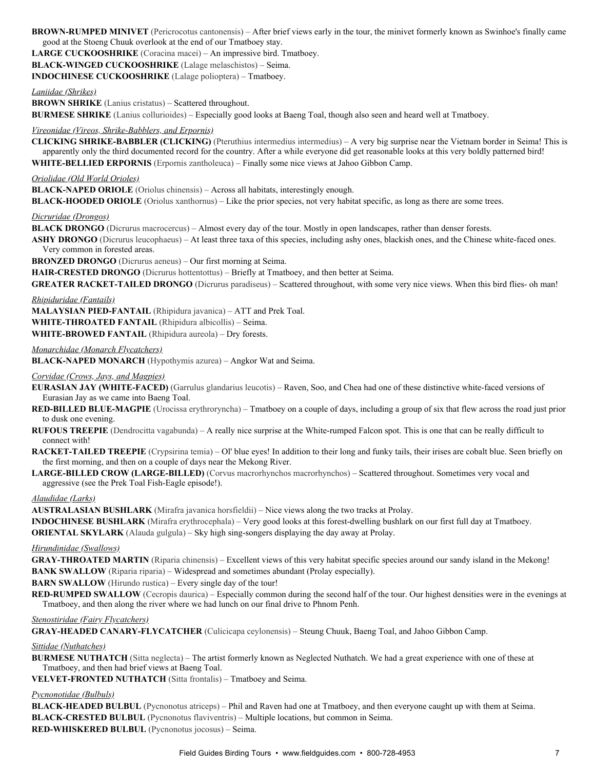**BROWN-RUMPED MINIVET** (Pericrocotus cantonensis) – After brief views early in the tour, the minivet formerly known as Swinhoe's finally came good at the Stoeng Chuuk overlook at the end of our Tmatboey stay.

**LARGE CUCKOOSHRIKE** (Coracina macei) – An impressive bird. Tmatboey.

**BLACK-WINGED CUCKOOSHRIKE** (Lalage melaschistos) – Seima.

**INDOCHINESE CUCKOOSHRIKE** (Lalage polioptera) – Tmatboey.

*Laniidae (Shrikes)*

**BROWN SHRIKE** (Lanius cristatus) – Scattered throughout.

**BURMESE SHRIKE** (Lanius collurioides) – Especially good looks at Baeng Toal, though also seen and heard well at Tmatboey.

*Vireonidae (Vireos, Shrike-Babblers, and Erpornis)*

**CLICKING SHRIKE-BABBLER (CLICKING)** (Pteruthius intermedius intermedius) – A very big surprise near the Vietnam border in Seima! This is apparently only the third documented record for the country. After a while everyone did get reasonable looks at this very boldly patterned bird!

**WHITE-BELLIED ERPORNIS** (Erpornis zantholeuca) – Finally some nice views at Jahoo Gibbon Camp.

*Oriolidae (Old World Orioles)*

**BLACK-NAPED ORIOLE** (Oriolus chinensis) – Across all habitats, interestingly enough.

**BLACK-HOODED ORIOLE** (Oriolus xanthornus) – Like the prior species, not very habitat specific, as long as there are some trees.

*Dicruridae (Drongos)*

**BLACK DRONGO** (Dicrurus macrocercus) – Almost every day of the tour. Mostly in open landscapes, rather than denser forests.

**ASHY DRONGO** (Dicrurus leucophaeus) – At least three taxa of this species, including ashy ones, blackish ones, and the Chinese white-faced ones. Very common in forested areas.

**BRONZED DRONGO** (Dicrurus aeneus) – Our first morning at Seima.

**HAIR-CRESTED DRONGO** (Dicrurus hottentottus) – Briefly at Tmatboey, and then better at Seima.

**GREATER RACKET-TAILED DRONGO** (Dicrurus paradiseus) – Scattered throughout, with some very nice views. When this bird flies- oh man!

*Rhipiduridae (Fantails)*

**MALAYSIAN PIED-FANTAIL** (Rhipidura javanica) – ATT and Prek Toal.

**WHITE-THROATED FANTAIL** (Rhipidura albicollis) – Seima.

**WHITE-BROWED FANTAIL** (Rhipidura aureola) – Dry forests.

*Monarchidae (Monarch Flycatchers)*

**BLACK-NAPED MONARCH** (Hypothymis azurea) – Angkor Wat and Seima.

*Corvidae (Crows, Jays, and Magpies)*

**EURASIAN JAY (WHITE-FACED)** (Garrulus glandarius leucotis) – Raven, Soo, and Chea had one of these distinctive white-faced versions of Eurasian Jay as we came into Baeng Toal.

**RED-BILLED BLUE-MAGPIE** (Urocissa erythroryncha) – Tmatboey on a couple of days, including a group of six that flew across the road just prior to dusk one evening.

**RUFOUS TREEPIE** (Dendrocitta vagabunda) – A really nice surprise at the White-rumped Falcon spot. This is one that can be really difficult to connect with!

**RACKET-TAILED TREEPIE** (Crypsirina temia) – Ol' blue eyes! In addition to their long and funky tails, their irises are cobalt blue. Seen briefly on the first morning, and then on a couple of days near the Mekong River.

**LARGE-BILLED CROW (LARGE-BILLED)** (Corvus macrorhynchos macrorhynchos) – Scattered throughout. Sometimes very vocal and aggressive (see the Prek Toal Fish-Eagle episode!).

*Alaudidae (Larks)*

**AUSTRALASIAN BUSHLARK** (Mirafra javanica horsfieldii) – Nice views along the two tracks at Prolay.

**INDOCHINESE BUSHLARK** (Mirafra erythrocephala) – Very good looks at this forest-dwelling bushlark on our first full day at Tmatboey.

**ORIENTAL SKYLARK** (Alauda gulgula) – Sky high sing-songers displaying the day away at Prolay.

*Hirundinidae (Swallows)*

**GRAY-THROATED MARTIN** (Riparia chinensis) – Excellent views of this very habitat specific species around our sandy island in the Mekong!

**BANK SWALLOW** (Riparia riparia) – Widespread and sometimes abundant (Prolay especially).

**BARN SWALLOW** (Hirundo rustica) – Every single day of the tour!

**RED-RUMPED SWALLOW** (Cecropis daurica) – Especially common during the second half of the tour. Our highest densities were in the evenings at Tmatboey, and then along the river where we had lunch on our final drive to Phnom Penh.

*Stenostiridae (Fairy Flycatchers)*

**GRAY-HEADED CANARY-FLYCATCHER** (Culicicapa ceylonensis) – Steung Chuuk, Baeng Toal, and Jahoo Gibbon Camp.

*Sittidae (Nuthatches)*

**BURMESE NUTHATCH** (Sitta neglecta) – The artist formerly known as Neglected Nuthatch. We had a great experience with one of these at Tmatboey, and then had brief views at Baeng Toal.

**VELVET-FRONTED NUTHATCH** (Sitta frontalis) – Tmatboey and Seima.

*Pycnonotidae (Bulbuls)*

**BLACK-HEADED BULBUL** (Pycnonotus atriceps) – Phil and Raven had one at Tmatboey, and then everyone caught up with them at Seima.

**BLACK-CRESTED BULBUL** (Pycnonotus flaviventris) – Multiple locations, but common in Seima.

**RED-WHISKERED BULBUL** (Pycnonotus jocosus) – Seima.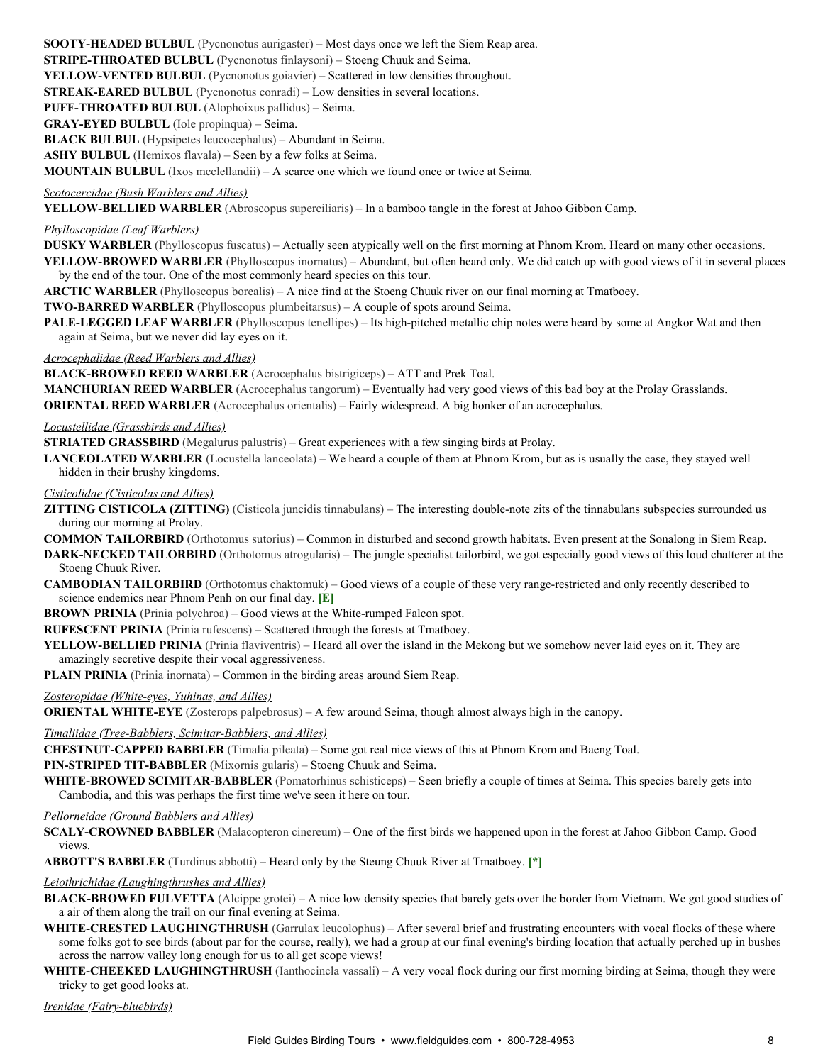**SOOTY-HEADED BULBUL** (Pycnonotus aurigaster) – Most days once we left the Siem Reap area.

**STRIPE-THROATED BULBUL** (Pycnonotus finlaysoni) – Stoeng Chuuk and Seima.

**YELLOW-VENTED BULBUL** (Pycnonotus goiavier) – Scattered in low densities throughout.

**STREAK-EARED BULBUL** (Pycnonotus conradi) – Low densities in several locations.

**PUFF-THROATED BULBUL** (Alophoixus pallidus) – Seima.

**GRAY-EYED BULBUL** (Iole propinqua) – Seima.

**BLACK BULBUL** (Hypsipetes leucocephalus) – Abundant in Seima.

**ASHY BULBUL** (Hemixos flavala) – Seen by a few folks at Seima.

**MOUNTAIN BULBUL** (Ixos mcclellandii) – A scarce one which we found once or twice at Seima.

*Scotocercidae (Bush Warblers and Allies)*

**YELLOW-BELLIED WARBLER** (Abroscopus superciliaris) – In a bamboo tangle in the forest at Jahoo Gibbon Camp.

*Phylloscopidae (Leaf Warblers)*

**DUSKY WARBLER** (Phylloscopus fuscatus) – Actually seen atypically well on the first morning at Phnom Krom. Heard on many other occasions.

**YELLOW-BROWED WARBLER** (Phylloscopus inornatus) – Abundant, but often heard only. We did catch up with good views of it in several places by the end of the tour. One of the most commonly heard species on this tour.

**ARCTIC WARBLER** (Phylloscopus borealis) – A nice find at the Stoeng Chuuk river on our final morning at Tmatboey.

**TWO-BARRED WARBLER** (Phylloscopus plumbeitarsus) – A couple of spots around Seima.

**PALE-LEGGED LEAF WARBLER** (Phylloscopus tenellipes) – Its high-pitched metallic chip notes were heard by some at Angkor Wat and then again at Seima, but we never did lay eyes on it.

*Acrocephalidae (Reed Warblers and Allies)*

**BLACK-BROWED REED WARBLER** (Acrocephalus bistrigiceps) – ATT and Prek Toal.

**MANCHURIAN REED WARBLER** (Acrocephalus tangorum) – Eventually had very good views of this bad boy at the Prolay Grasslands.

**ORIENTAL REED WARBLER** (Acrocephalus orientalis) – Fairly widespread. A big honker of an acrocephalus.

*Locustellidae (Grassbirds and Allies)*

**STRIATED GRASSBIRD** (Megalurus palustris) – Great experiences with a few singing birds at Prolay.

**LANCEOLATED WARBLER** (Locustella lanceolata) – We heard a couple of them at Phnom Krom, but as is usually the case, they stayed well hidden in their brushy kingdoms.

*Cisticolidae (Cisticolas and Allies)*

**ZITTING CISTICOLA (ZITTING)** (Cisticola juncidis tinnabulans) – The interesting double-note zits of the tinnabulans subspecies surrounded us during our morning at Prolay.

**COMMON TAILORBIRD** (Orthotomus sutorius) – Common in disturbed and second growth habitats. Even present at the Sonalong in Siem Reap.

**DARK-NECKED TAILORBIRD** (Orthotomus atrogularis) – The jungle specialist tailorbird, we got especially good views of this loud chatterer at the Stoeng Chuuk River.

**CAMBODIAN TAILORBIRD** (Orthotomus chaktomuk) – Good views of a couple of these very range-restricted and only recently described to science endemics near Phnom Penh on our final day. **[E]**

**BROWN PRINIA** (Prinia polychroa) – Good views at the White-rumped Falcon spot.

**RUFESCENT PRINIA** (Prinia rufescens) – Scattered through the forests at Tmatboey.

**YELLOW-BELLIED PRINIA** (Prinia flaviventris) – Heard all over the island in the Mekong but we somehow never laid eyes on it. They are amazingly secretive despite their vocal aggressiveness.

**PLAIN PRINIA** (Prinia inornata) – Common in the birding areas around Siem Reap.

*Zosteropidae (White-eyes, Yuhinas, and Allies)*

**ORIENTAL WHITE-EYE** (Zosterops palpebrosus) – A few around Seima, though almost always high in the canopy.

*Timaliidae (Tree-Babblers, Scimitar-Babblers, and Allies)*

**CHESTNUT-CAPPED BABBLER** (Timalia pileata) – Some got real nice views of this at Phnom Krom and Baeng Toal.

**PIN-STRIPED TIT-BABBLER** (Mixornis gularis) – Stoeng Chuuk and Seima.

**WHITE-BROWED SCIMITAR-BABBLER** (Pomatorhinus schisticeps) – Seen briefly a couple of times at Seima. This species barely gets into Cambodia, and this was perhaps the first time we've seen it here on tour.

*Pellorneidae (Ground Babblers and Allies)*

**SCALY-CROWNED BABBLER** (Malacopteron cinereum) – One of the first birds we happened upon in the forest at Jahoo Gibbon Camp. Good views.

**ABBOTT'S BABBLER** (Turdinus abbotti) – Heard only by the Steung Chuuk River at Tmatboey. **[*]**

*Leiothrichidae (Laughingthrushes and Allies)*

**BLACK-BROWED FULVETTA** (Alcippe grotei) – A nice low density species that barely gets over the border from Vietnam. We got good studies of a air of them along the trail on our final evening at Seima.

**WHITE-CRESTED LAUGHINGTHRUSH** (Garrulax leucolophus) – After several brief and frustrating encounters with vocal flocks of these where some folks got to see birds (about par for the course, really), we had a group at our final evening's birding location that actually perched up in bushes across the narrow valley long enough for us to all get scope views!

**WHITE-CHEEKED LAUGHINGTHRUSH** (Ianthocincla vassali) – A very vocal flock during our first morning birding at Seima, though they were tricky to get good looks at.

*Irenidae (Fairy-bluebirds)*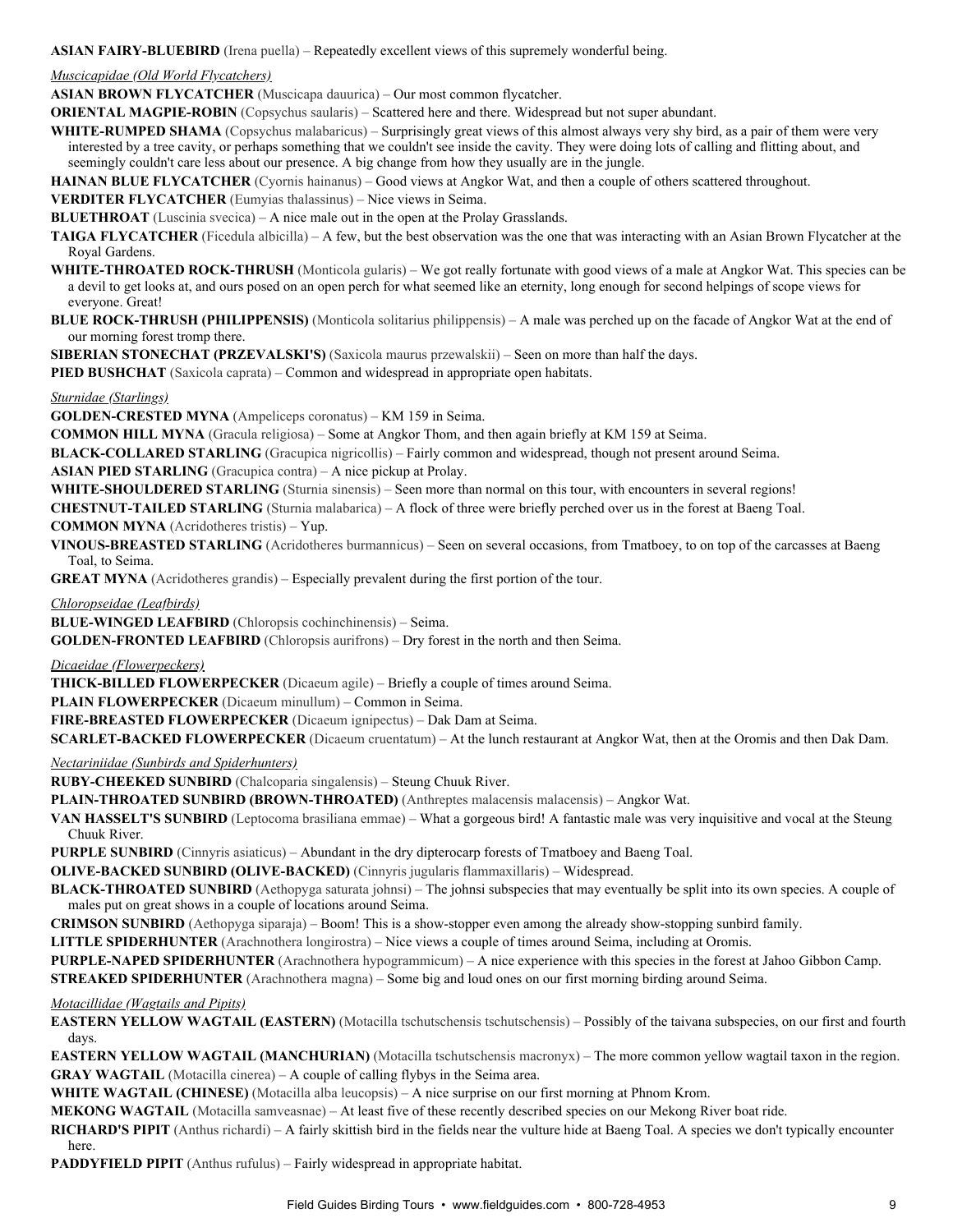**ASIAN FAIRY-BLUEBIRD** (Irena puella) – Repeatedly excellent views of this supremely wonderful being.

*Muscicapidae (Old World Flycatchers)*

**ASIAN BROWN FLYCATCHER** (Muscicapa dauurica) – Our most common flycatcher.

**ORIENTAL MAGPIE-ROBIN** (Copsychus saularis) – Scattered here and there. Widespread but not super abundant.

**WHITE-RUMPED SHAMA** (Copsychus malabaricus) – Surprisingly great views of this almost always very shy bird, as a pair of them were very interested by a tree cavity, or perhaps something that we couldn't see inside the cavity. They were doing lots of calling and flitting about, and seemingly couldn't care less about our presence. A big change from how they usually are in the jungle.

**HAINAN BLUE FLYCATCHER** (Cyornis hainanus) – Good views at Angkor Wat, and then a couple of others scattered throughout.

**VERDITER FLYCATCHER** (Eumyias thalassinus) – Nice views in Seima.

**BLUETHROAT** (Luscinia svecica) – A nice male out in the open at the Prolay Grasslands.

**TAIGA FLYCATCHER** (Ficedula albicilla) – A few, but the best observation was the one that was interacting with an Asian Brown Flycatcher at the Royal Gardens.

**WHITE-THROATED ROCK-THRUSH** (Monticola gularis) – We got really fortunate with good views of a male at Angkor Wat. This species can be a devil to get looks at, and ours posed on an open perch for what seemed like an eternity, long enough for second helpings of scope views for everyone. Great!

**BLUE ROCK-THRUSH (PHILIPPENSIS)** (Monticola solitarius philippensis) – A male was perched up on the facade of Angkor Wat at the end of our morning forest tromp there.

**SIBERIAN STONECHAT (PRZEVALSKI'S)** (Saxicola maurus przewalskii) – Seen on more than half the days.

**PIED BUSHCHAT** (Saxicola caprata) – Common and widespread in appropriate open habitats.

*Sturnidae (Starlings)*

**GOLDEN-CRESTED MYNA** (Ampeliceps coronatus) – KM 159 in Seima.

**COMMON HILL MYNA** (Gracula religiosa) – Some at Angkor Thom, and then again briefly at KM 159 at Seima.

**BLACK-COLLARED STARLING** (Gracupica nigricollis) – Fairly common and widespread, though not present around Seima.

**ASIAN PIED STARLING** (Gracupica contra) – A nice pickup at Prolay.

**WHITE-SHOULDERED STARLING** (Sturnia sinensis) – Seen more than normal on this tour, with encounters in several regions!

**CHESTNUT-TAILED STARLING** (Sturnia malabarica) – A flock of three were briefly perched over us in the forest at Baeng Toal.

**COMMON MYNA** (Acridotheres tristis) – Yup.

**VINOUS-BREASTED STARLING** (Acridotheres burmannicus) – Seen on several occasions, from Tmatboey, to on top of the carcasses at Baeng Toal, to Seima.

**GREAT MYNA** (Acridotheres grandis) – Especially prevalent during the first portion of the tour.

*Chloropseidae (Leafbirds)*

**BLUE-WINGED LEAFBIRD** (Chloropsis cochinchinensis) – Seima.

**GOLDEN-FRONTED LEAFBIRD** (Chloropsis aurifrons) – Dry forest in the north and then Seima.

*Dicaeidae (Flowerpeckers)*

**THICK-BILLED FLOWERPECKER** (Dicaeum agile) – Briefly a couple of times around Seima.

**PLAIN FLOWERPECKER** (Dicaeum minullum) – Common in Seima.

**FIRE-BREASTED FLOWERPECKER** (Dicaeum ignipectus) – Dak Dam at Seima.

**SCARLET-BACKED FLOWERPECKER** (Dicaeum cruentatum) – At the lunch restaurant at Angkor Wat, then at the Oromis and then Dak Dam.

*Nectariniidae (Sunbirds and Spiderhunters)*

**RUBY-CHEEKED SUNBIRD** (Chalcoparia singalensis) – Steung Chuuk River.

**PLAIN-THROATED SUNBIRD (BROWN-THROATED)** (Anthreptes malacensis malacensis) – Angkor Wat.

**VAN HASSELT'S SUNBIRD** (Leptocoma brasiliana emmae) – What a gorgeous bird! A fantastic male was very inquisitive and vocal at the Steung Chuuk River.

**PURPLE SUNBIRD** (Cinnyris asiaticus) – Abundant in the dry dipterocarp forests of Tmatboey and Baeng Toal.

**OLIVE-BACKED SUNBIRD (OLIVE-BACKED)** (Cinnyris jugularis flammaxillaris) – Widespread.

**BLACK-THROATED SUNBIRD** (Aethopyga saturata johnsi) – The johnsi subspecies that may eventually be split into its own species. A couple of males put on great shows in a couple of locations around Seima.

**CRIMSON SUNBIRD** (Aethopyga siparaja) – Boom! This is a show-stopper even among the already show-stopping sunbird family.

**LITTLE SPIDERHUNTER** (Arachnothera longirostra) – Nice views a couple of times around Seima, including at Oromis.

**PURPLE-NAPED SPIDERHUNTER** (Arachnothera hypogrammicum) – A nice experience with this species in the forest at Jahoo Gibbon Camp.

**STREAKED SPIDERHUNTER** (Arachnothera magna) – Some big and loud ones on our first morning birding around Seima.

*Motacillidae (Wagtails and Pipits)*

**EASTERN YELLOW WAGTAIL (EASTERN)** (Motacilla tschutschensis tschutschensis) – Possibly of the taivana subspecies, on our first and fourth days.

**EASTERN YELLOW WAGTAIL (MANCHURIAN)** (Motacilla tschutschensis macronyx) – The more common yellow wagtail taxon in the region.

**GRAY WAGTAIL** (Motacilla cinerea) – A couple of calling flybys in the Seima area.

**WHITE WAGTAIL (CHINESE)** (Motacilla alba leucopsis) – A nice surprise on our first morning at Phnom Krom.

**MEKONG WAGTAIL** (Motacilla samveasnae) – At least five of these recently described species on our Mekong River boat ride.

**RICHARD'S PIPIT** (Anthus richardi) – A fairly skittish bird in the fields near the vulture hide at Baeng Toal. A species we don't typically encounter here.

**PADDYFIELD PIPIT** (Anthus rufulus) – Fairly widespread in appropriate habitat.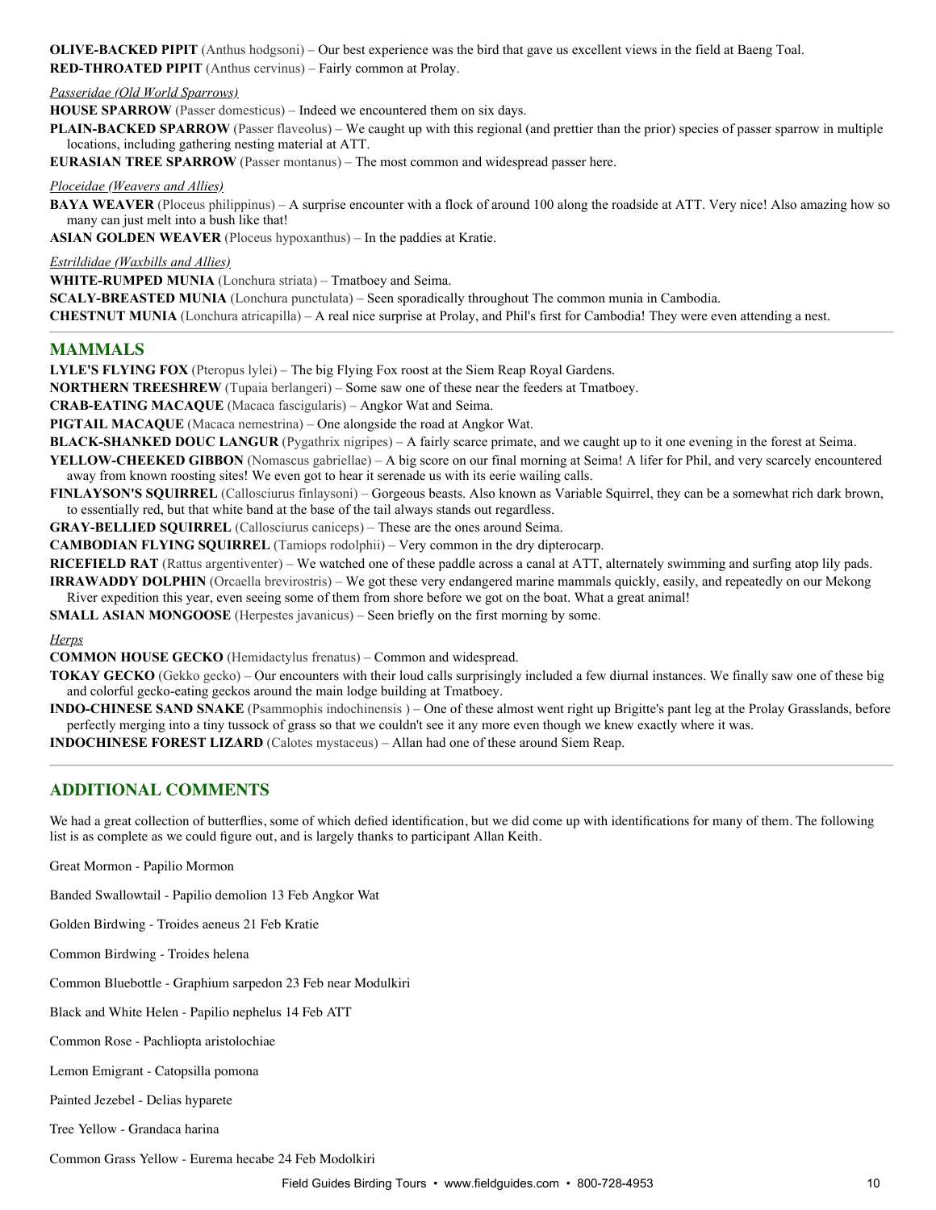**OLIVE-BACKED PIPIT** (Anthus hodgsoni) – Our best experience was the bird that gave us excellent views in the field at Baeng Toal.

**RED-THROATED PIPIT** (Anthus cervinus) – Fairly common at Prolay.

*Passeridae (Old World Sparrows)*

**HOUSE SPARROW** (Passer domesticus) – Indeed we encountered them on six days.

**PLAIN-BACKED SPARROW** (Passer flaveolus) – We caught up with this regional (and prettier than the prior) species of passer sparrow in multiple locations, including gathering nesting material at ATT.

**EURASIAN TREE SPARROW** (Passer montanus) – The most common and widespread passer here.

*Ploceidae (Weavers and Allies)*

**BAYA WEAVER** (Ploceus philippinus) – A surprise encounter with a flock of around 100 along the roadside at ATT. Very nice! Also amazing how so many can just melt into a bush like that!

**ASIAN GOLDEN WEAVER** (Ploceus hypoxanthus) – In the paddies at Kratie.

*Estrildidae (Waxbills and Allies)*

**WHITE-RUMPED MUNIA** (Lonchura striata) – Tmatboey and Seima.

**SCALY-BREASTED MUNIA** (Lonchura punctulata) – Seen sporadically throughout The common munia in Cambodia.

**CHESTNUT MUNIA** (Lonchura atricapilla) – A real nice surprise at Prolay, and Phil's first for Cambodia! They were even attending a nest.

## MAMMALS

**LYLE'S FLYING FOX** (Pteropus lylei) – The big Flying Fox roost at the Siem Reap Royal Gardens.

**NORTHERN TREESHREW** (Tupaia berlangeri) – Some saw one of these near the feeders at Tmatboey.

**CRAB-EATING MACAQUE** (Macaca fascigularis) – Angkor Wat and Seima.

**PIGTAIL MACAQUE** (Macaca nemestrina) – One alongside the road at Angkor Wat.

**BLACK-SHANKED DOUC LANGUR** (Pygathrix nigripes) – A fairly scarce primate, and we caught up to it one evening in the forest at Seima.

**YELLOW-CHEEKED GIBBON** (Nomascus gabriellae) – A big score on our final morning at Seima! A lifer for Phil, and very scarcely encountered away from known roosting sites! We even got to hear it serenade us with its eerie wailing calls.

**FINLAYSON'S SQUIRREL** (Callosciurus finlaysoni) – Gorgeous beasts. Also known as Variable Squirrel, they can be a somewhat rich dark brown, to essentially red, but that white band at the base of the tail always stands out regardless.

**GRAY-BELLIED SQUIRREL** (Callosciurus caniceps) – These are the ones around Seima.

**CAMBODIAN FLYING SQUIRREL** (Tamiops rodolphii) – Very common in the dry dipterocarp.

**RICEFIELD RAT** (Rattus argentiventer) – We watched one of these paddle across a canal at ATT, alternately swimming and surfing atop lily pads.

**IRRAWADDY DOLPHIN** (Orcaella brevirostris) – We got these very endangered marine mammals quickly, easily, and repeatedly on our Mekong River expedition this year, even seeing some of them from shore before we got on the boat. What a great animal!

**SMALL ASIAN MONGOOSE** (Herpestes javanicus) – Seen briefly on the first morning by some.

*Herps*

**COMMON HOUSE GECKO** (Hemidactylus frenatus) – Common and widespread.

**TOKAY GECKO** (Gekko gecko) – Our encounters with their loud calls surprisingly included a few diurnal instances. We finally saw one of these big and colorful gecko-eating geckos around the main lodge building at Tmatboey.

**INDO-CHINESE SAND SNAKE** (Psammophis indochinensis ) – One of these almost went right up Brigitte's pant leg at the Prolay Grasslands, before perfectly merging into a tiny tussock of grass so that we couldn't see it any more even though we knew exactly where it was.

**INDOCHINESE FOREST LIZARD** (Calotes mystaceus) – Allan had one of these around Siem Reap.

## ADDITIONAL COMMENTS

We had a great collection of butterflies, some of which defied identification, but we did come up with identifications for many of them. The following list is as complete as we could figure out, and is largely thanks to participant Allan Keith.

Great Mormon - Papilio Mormon

Banded Swallowtail - Papilio demolion 13 Feb Angkor Wat

Golden Birdwing - Troides aeneus 21 Feb Kratie

Common Birdwing - Troides helena

Common Bluebottle - Graphium sarpedon 23 Feb near Modulkiri

Black and White Helen - Papilio nephelus 14 Feb ATT

Common Rose - Pachliopta aristolochiae

Lemon Emigrant - Catopsilla pomona

Painted Jezebel - Delias hyparete

Tree Yellow - Grandaca harina

Common Grass Yellow - Eurema hecabe 24 Feb Modolkiri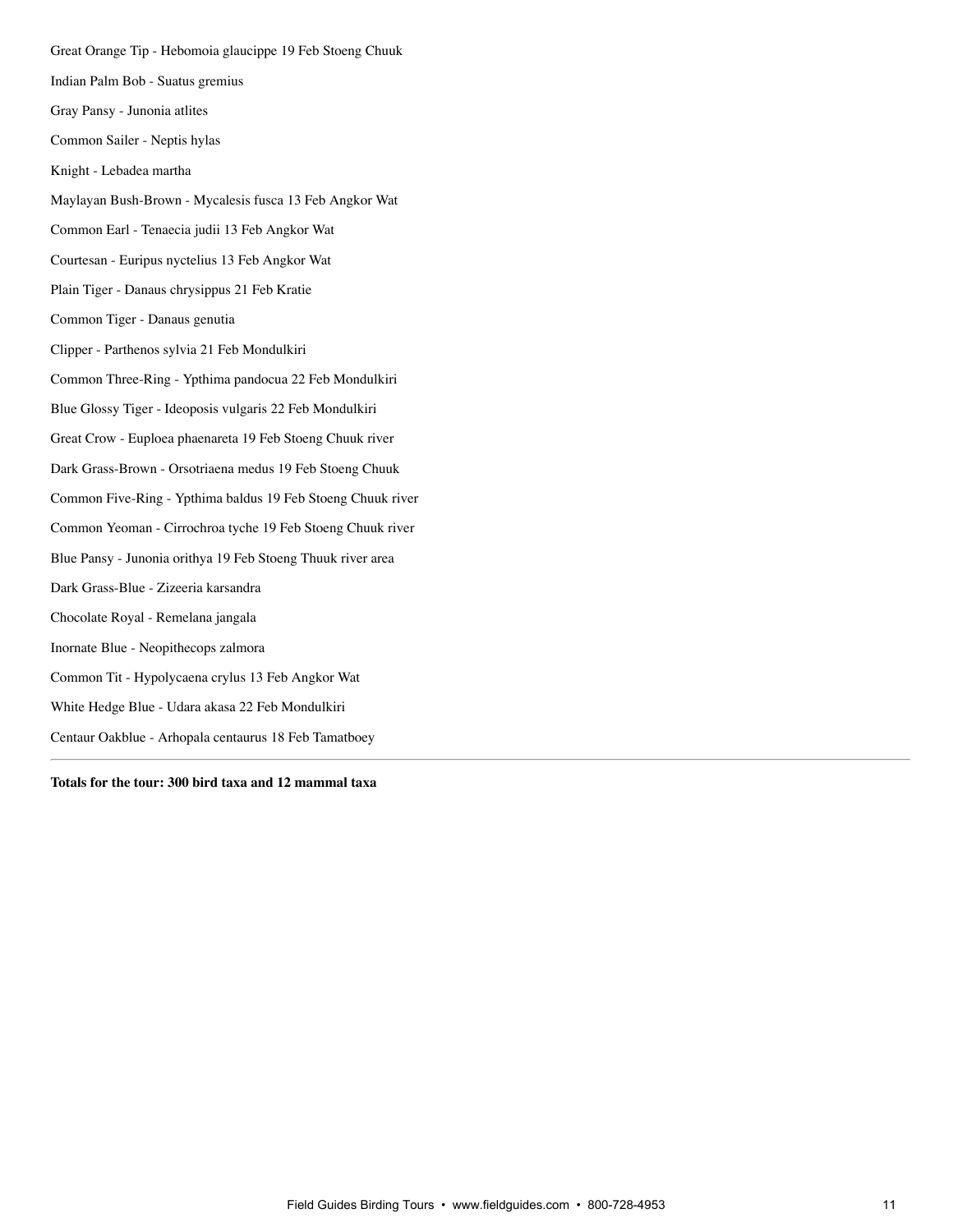Great Orange Tip - Hebomoia glaucippe 19 Feb Stoeng Chuuk

Indian Palm Bob - Suatus gremius

Gray Pansy - Junonia atlites

Common Sailer - Neptis hylas

Knight - Lebadea martha

Maylayan Bush-Brown - Mycalesis fusca 13 Feb Angkor Wat

Common Earl - Tenaecia judii 13 Feb Angkor Wat

Courtesan - Euripus nyctelius 13 Feb Angkor Wat

Plain Tiger - Danaus chrysippus 21 Feb Kratie

Common Tiger - Danaus genutia

Clipper - Parthenos sylvia 21 Feb Mondulkiri

Common Three-Ring - Ypthima pandocua 22 Feb Mondulkiri

Blue Glossy Tiger - Ideoposis vulgaris 22 Feb Mondulkiri

Great Crow - Euploea phaenareta 19 Feb Stoeng Chuuk river

Dark Grass-Brown - Orsotriaena medus 19 Feb Stoeng Chuuk

Common Five-Ring - Ypthima baldus 19 Feb Stoeng Chuuk river

Common Yeoman - Cirrochroa tyche 19 Feb Stoeng Chuuk river

Blue Pansy - Junonia orithya 19 Feb Stoeng Thuuk river area

Dark Grass-Blue - Zizeeria karsandra

Chocolate Royal - Remelana jangala

Inornate Blue - Neopithecops zalmora

Common Tit - Hypolycaena crylus 13 Feb Angkor Wat

White Hedge Blue - Udara akasa 22 Feb Mondulkiri

Centaur Oakblue - Arhopala centaurus 18 Feb Tamatboey

---

**Totals for the tour: 300 bird taxa and 12 mammal taxa**